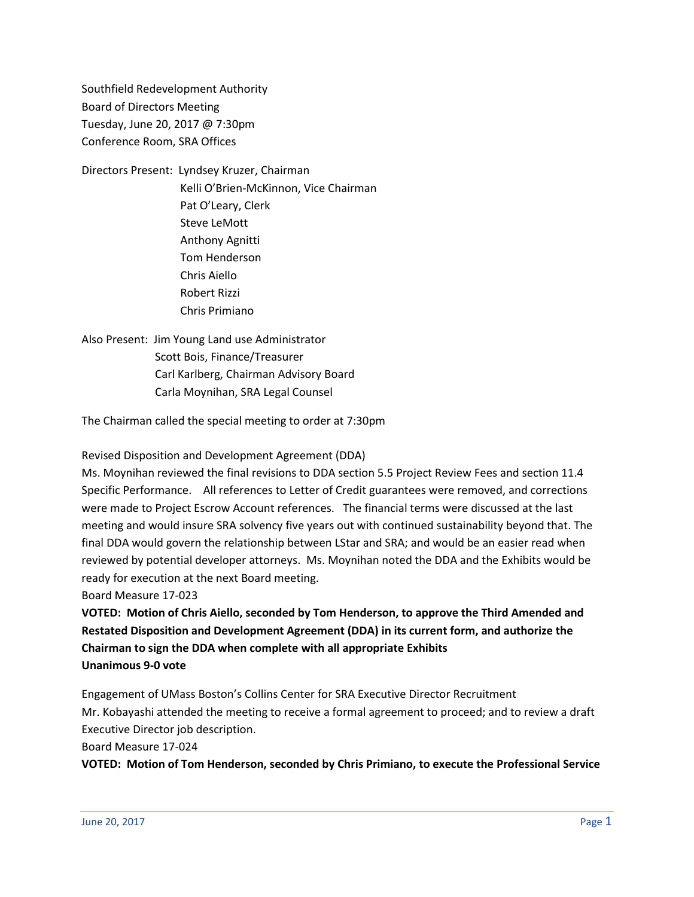Southfield Redevelopment Authority
Board of Directors Meeting
Tuesday, June 20, 2017 @ 7:30pm
Conference Room, SRA Offices

Directors Present: Lyndsey Kruzer, Chairman
Kelli O'Brien-McKinnon, Vice Chairman
Pat O'Leary, Clerk
Steve LeMott
Anthony Agnitti
Tom Henderson
Chris Aiello
Robert Rizzi
Chris Primiano

Also Present: Jim Young Land use Administrator
Scott Bois, Finance/Treasurer
Carl Karlberg, Chairman Advisory Board
Carla Moynihan, SRA Legal Counsel

The Chairman called the special meeting to order at 7:30pm

Revised Disposition and Development Agreement (DDA)
Ms. Moynihan reviewed the final revisions to DDA section 5.5 Project Review Fees and section 11.4 Specific Performance. All references to Letter of Credit guarantees were removed, and corrections were made to Project Escrow Account references. The financial terms were discussed at the last meeting and would insure SRA solvency five years out with continued sustainability beyond that. The final DDA would govern the relationship between LStar and SRA; and would be an easier read when reviewed by potential developer attorneys. Ms. Moynihan noted the DDA and the Exhibits would be ready for execution at the next Board meeting.
Board Measure 17-023
**VOTED: Motion of Chris Aiello, seconded by Tom Henderson, to approve the Third Amended and Restated Disposition and Development Agreement (DDA) in its current form, and authorize the Chairman to sign the DDA when complete with all appropriate Exhibits**
**Unanimous 9-0 vote**

Engagement of UMass Boston's Collins Center for SRA Executive Director Recruitment
Mr. Kobayashi attended the meeting to receive a formal agreement to proceed; and to review a draft Executive Director job description.
Board Measure 17-024
**VOTED: Motion of Tom Henderson, seconded by Chris Primiano, to execute the Professional Service**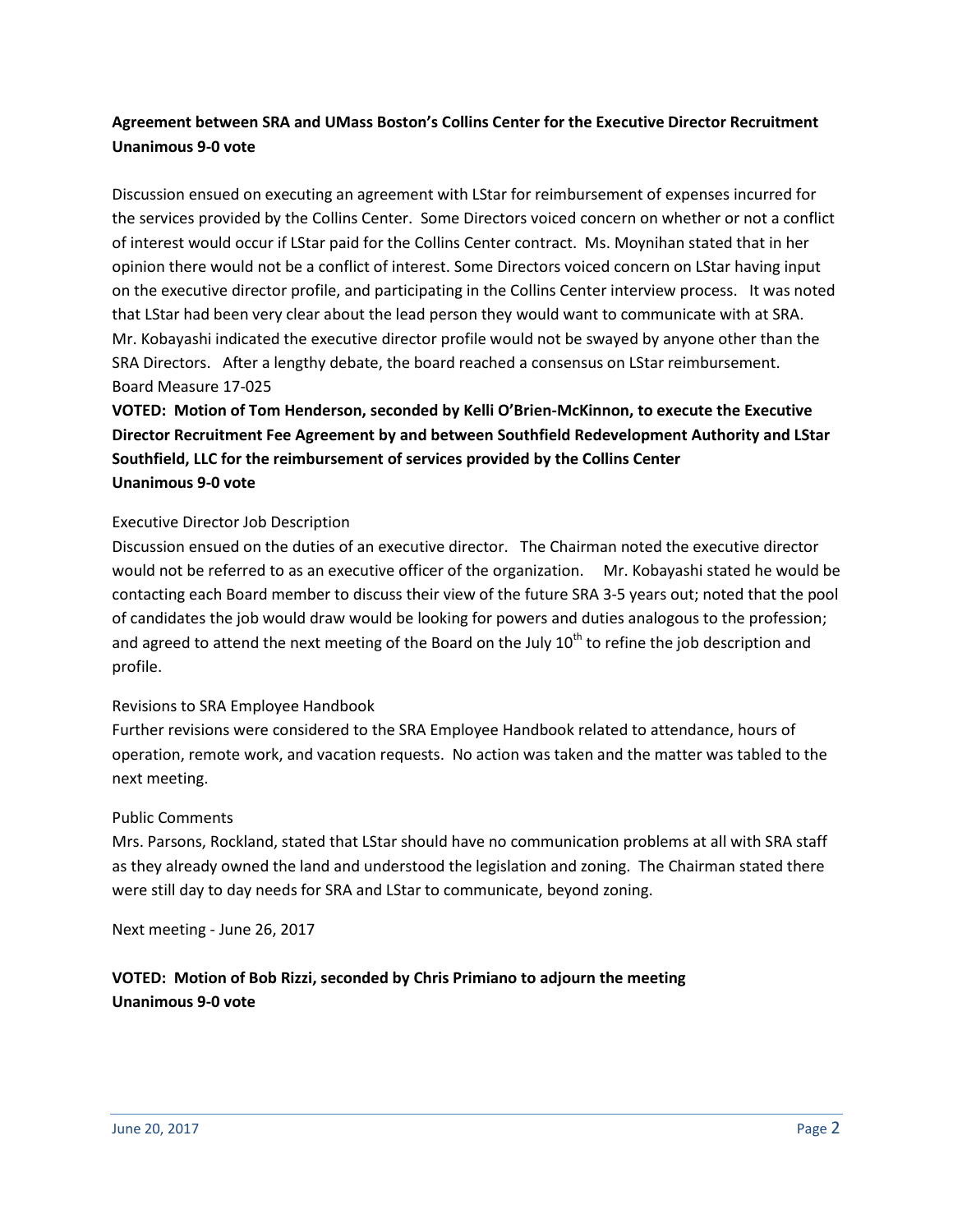**Agreement between SRA and UMass Boston's Collins Center for the Executive Director Recruitment**
**Unanimous 9-0 vote**

Discussion ensued on executing an agreement with LStar for reimbursement of expenses incurred for the services provided by the Collins Center. Some Directors voiced concern on whether or not a conflict of interest would occur if LStar paid for the Collins Center contract. Ms. Moynihan stated that in her opinion there would not be a conflict of interest. Some Directors voiced concern on LStar having input on the executive director profile, and participating in the Collins Center interview process. It was noted that LStar had been very clear about the lead person they would want to communicate with at SRA. Mr. Kobayashi indicated the executive director profile would not be swayed by anyone other than the SRA Directors. After a lengthy debate, the board reached a consensus on LStar reimbursement.
Board Measure 17-025

**VOTED: Motion of Tom Henderson, seconded by Kelli O'Brien-McKinnon, to execute the Executive Director Recruitment Fee Agreement by and between Southfield Redevelopment Authority and LStar Southfield, LLC for the reimbursement of services provided by the Collins Center**
**Unanimous 9-0 vote**

Executive Director Job Description

Discussion ensued on the duties of an executive director. The Chairman noted the executive director would not be referred to as an executive officer of the organization. Mr. Kobayashi stated he would be contacting each Board member to discuss their view of the future SRA 3-5 years out; noted that the pool of candidates the job would draw would be looking for powers and duties analogous to the profession; and agreed to attend the next meeting of the Board on the July 10th to refine the job description and profile.

Revisions to SRA Employee Handbook

Further revisions were considered to the SRA Employee Handbook related to attendance, hours of operation, remote work, and vacation requests. No action was taken and the matter was tabled to the next meeting.

Public Comments

Mrs. Parsons, Rockland, stated that LStar should have no communication problems at all with SRA staff as they already owned the land and understood the legislation and zoning. The Chairman stated there were still day to day needs for SRA and LStar to communicate, beyond zoning.

Next meeting - June 26, 2017

**VOTED: Motion of Bob Rizzi, seconded by Chris Primiano to adjourn the meeting**
**Unanimous 9-0 vote**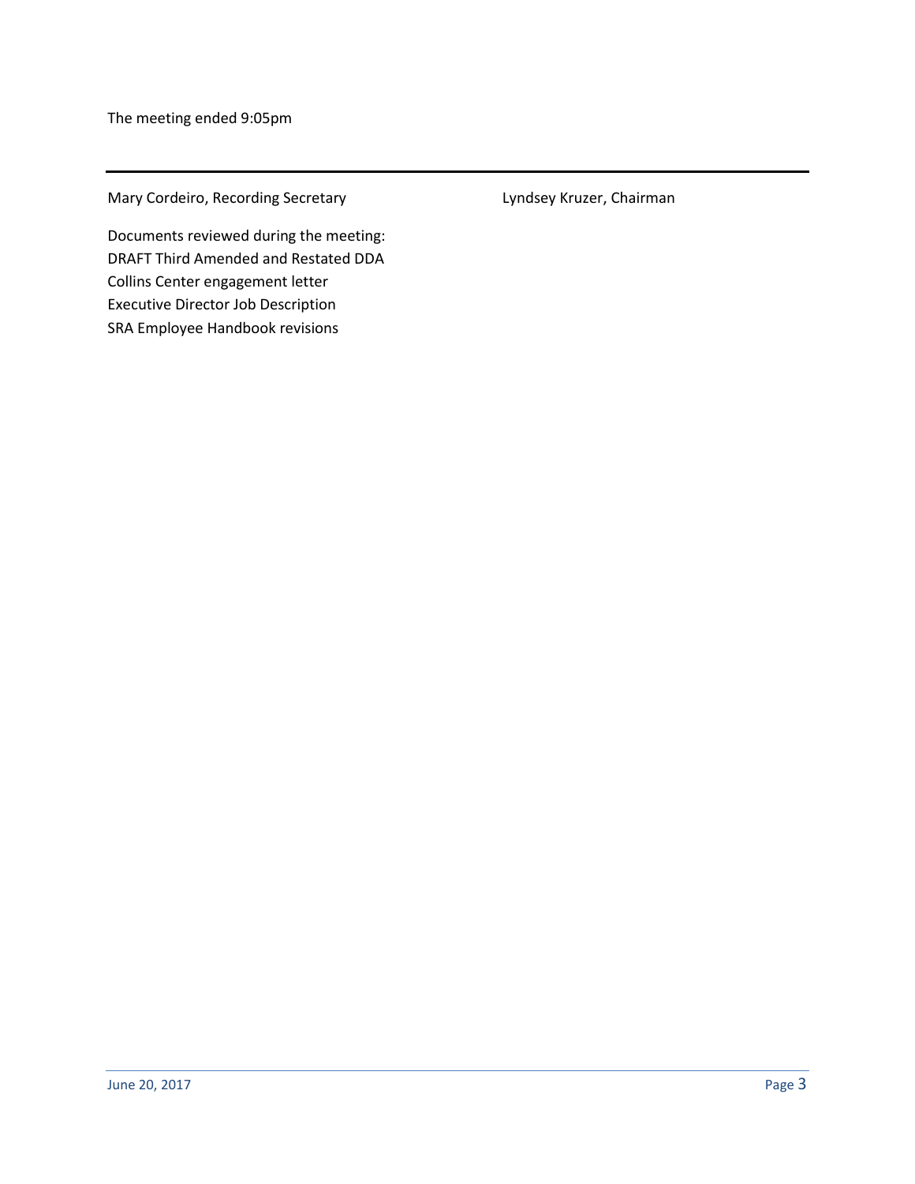The meeting ended 9:05pm

---

Mary Cordeiro, Recording Secretary

Lyndsey Kruzer, Chairman

Documents reviewed during the meeting:
DRAFT Third Amended and Restated DDA
Collins Center engagement letter
Executive Director Job Description
SRA Employee Handbook revisions